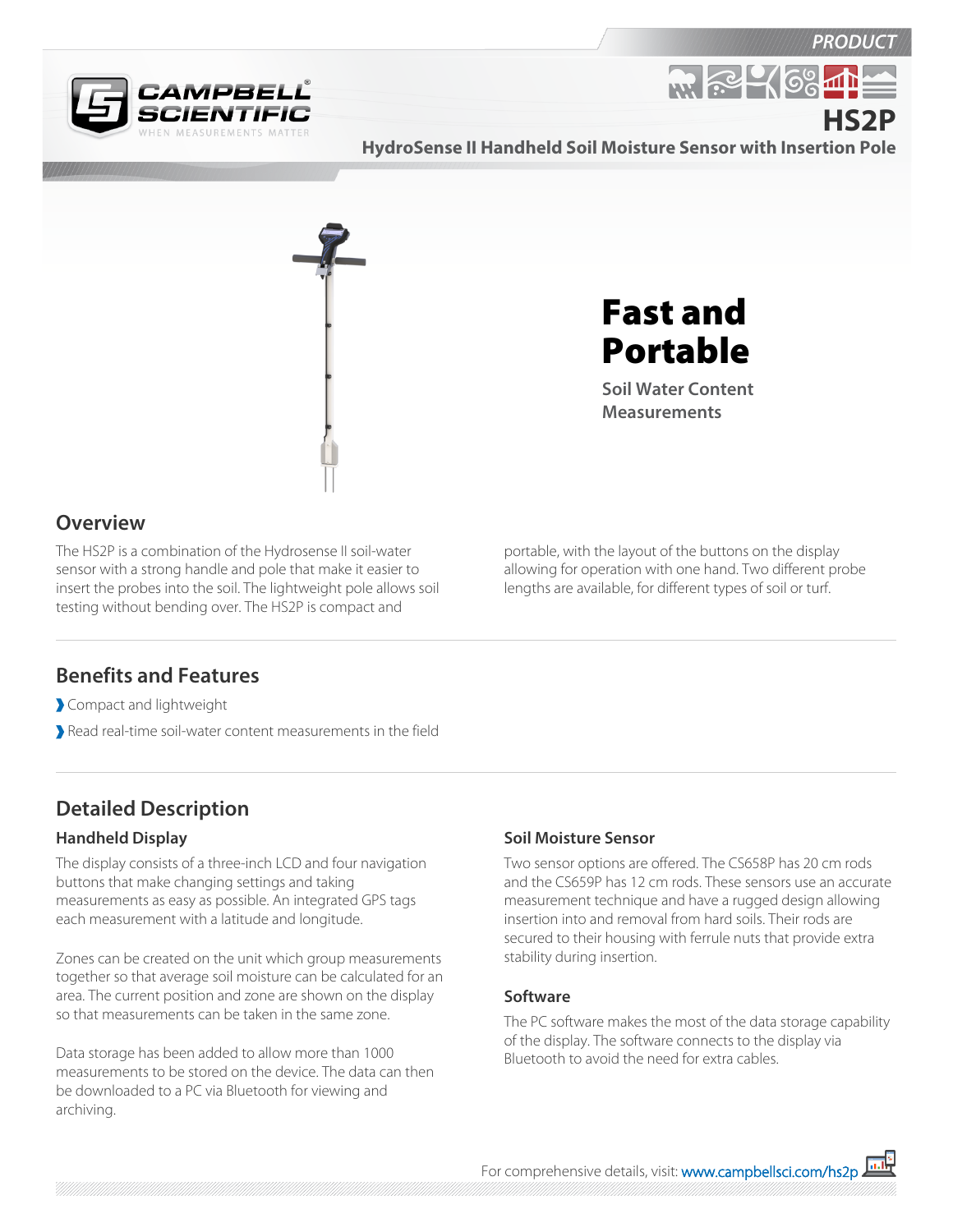PRODUCT

CAMPBELL SCIENTIFIC
WHEN MEASUREMENTS MATTER

# HS2P

## HydroSense II Handheld Soil Moisture Sensor with Insertion Pole

# Fast and Portable

Soil Water Content Measurements

## Overview

The HS2P is a combination of the Hydrosense II soil-water sensor with a strong handle and pole that make it easier to insert the probes into the soil. The lightweight pole allows soil testing without bending over. The HS2P is compact and portable, with the layout of the buttons on the display allowing for operation with one hand. Two different probe lengths are available, for different types of soil or turf.

## Benefits and Features

- Compact and lightweight
- Read real-time soil-water content measurements in the field

## Detailed Description

### Handheld Display

The display consists of a three-inch LCD and four navigation buttons that make changing settings and taking measurements as easy as possible. An integrated GPS tags each measurement with a latitude and longitude.

Zones can be created on the unit which group measurements together so that average soil moisture can be calculated for an area. The current position and zone are shown on the display so that measurements can be taken in the same zone.

Data storage has been added to allow more than 1000 measurements to be stored on the device. The data can then be downloaded to a PC via Bluetooth for viewing and archiving.

### Soil Moisture Sensor

Two sensor options are offered. The CS658P has 20 cm rods and the CS659P has 12 cm rods. These sensors use an accurate measurement technique and have a rugged design allowing insertion into and removal from hard soils. Their rods are secured to their housing with ferrule nuts that provide extra stability during insertion.

### Software

The PC software makes the most of the data storage capability of the display. The software connects to the display via Bluetooth to avoid the need for extra cables.

For comprehensive details, visit: www.campbellsci.com/hs2p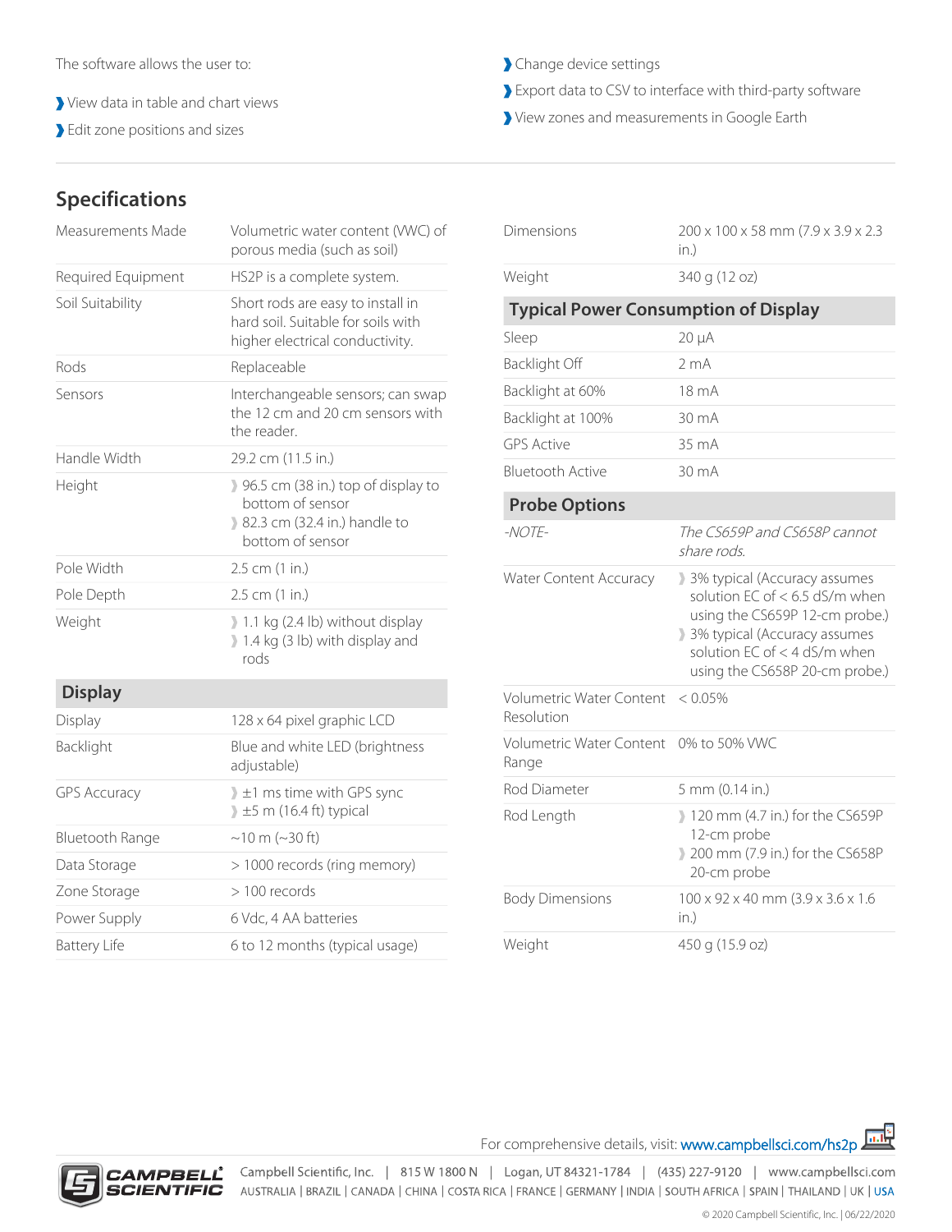The software allows the user to:

- View data in table and chart views
- Edit zone positions and sizes
- Change device settings
- Export data to CSV to interface with third-party software
- View zones and measurements in Google Earth

## Specifications

| | |
|---|---|
| Measurements Made | Volumetric water content (VWC) of porous media (such as soil) |
| Required Equipment | HS2P is a complete system. |
| Soil Suitability | Short rods are easy to install in hard soil. Suitable for soils with higher electrical conductivity. |
| Rods | Replaceable |
| Sensors | Interchangeable sensors; can swap the 12 cm and 20 cm sensors with the reader. |
| Handle Width | 29.2 cm (11.5 in.) |
| Height | 96.5 cm (38 in.) top of display to bottom of sensor; 82.3 cm (32.4 in.) handle to bottom of sensor |
| Pole Width | 2.5 cm (1 in.) |
| Pole Depth | 2.5 cm (1 in.) |
| Weight | 1.1 kg (2.4 lb) without display; 1.4 kg (3 lb) with display and rods |

### Display

| | |
|---|---|
| Display | 128 x 64 pixel graphic LCD |
| Backlight | Blue and white LED (brightness adjustable) |
| GPS Accuracy | ±1 ms time with GPS sync; ±5 m (16.4 ft) typical |
| Bluetooth Range | ~10 m (~30 ft) |
| Data Storage | > 1000 records (ring memory) |
| Zone Storage | > 100 records |
| Power Supply | 6 Vdc, 4 AA batteries |
| Battery Life | 6 to 12 months (typical usage) |
| Dimensions | 200 x 100 x 58 mm (7.9 x 3.9 x 2.3 in.) |
| Weight | 340 g (12 oz) |

### Typical Power Consumption of Display

| | |
|---|---|
| Sleep | 20 µA |
| Backlight Off | 2 mA |
| Backlight at 60% | 18 mA |
| Backlight at 100% | 30 mA |
| GPS Active | 35 mA |
| Bluetooth Active | 30 mA |

### Probe Options

| | |
|---|---|
| *-NOTE-* | *The CS659P and CS658P cannot share rods.* |
| Water Content Accuracy | 3% typical (Accuracy assumes solution EC of < 6.5 dS/m when using the CS659P 12-cm probe.); 3% typical (Accuracy assumes solution EC of < 4 dS/m when using the CS658P 20-cm probe.) |
| Volumetric Water Content Resolution | < 0.05% |
| Volumetric Water Content Range | 0% to 50% VWC |
| Rod Diameter | 5 mm (0.14 in.) |
| Rod Length | 120 mm (4.7 in.) for the CS659P 12-cm probe; 200 mm (7.9 in.) for the CS658P 20-cm probe |
| Body Dimensions | 100 x 92 x 40 mm (3.9 x 3.6 x 1.6 in.) |
| Weight | 450 g (15.9 oz) |

For comprehensive details, visit: www.campbellsci.com/hs2p

Campbell Scientific, Inc. | 815 W 1800 N | Logan, UT 84321-1784 | (435) 227-9120 | www.campbellsci.com

AUSTRALIA | BRAZIL | CANADA | CHINA | COSTA RICA | FRANCE | GERMANY | INDIA | SOUTH AFRICA | SPAIN | THAILAND | UK | USA

© 2020 Campbell Scientific, Inc. | 06/22/2020